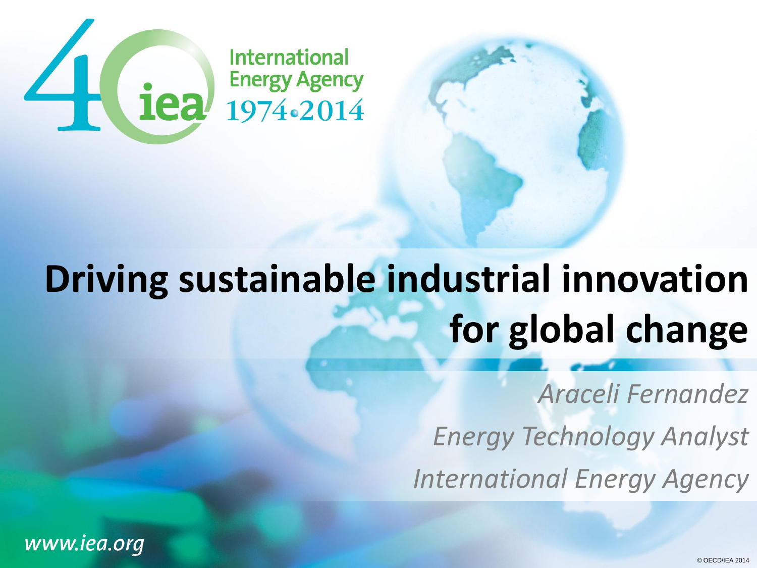International Energy Agency 1974–2014

# Driving sustainable industrial innovation for global change

*Araceli Fernandez*

*Energy Technology Analyst*

*International Energy Agency*

*www.iea.org*

© OECD/IEA 2014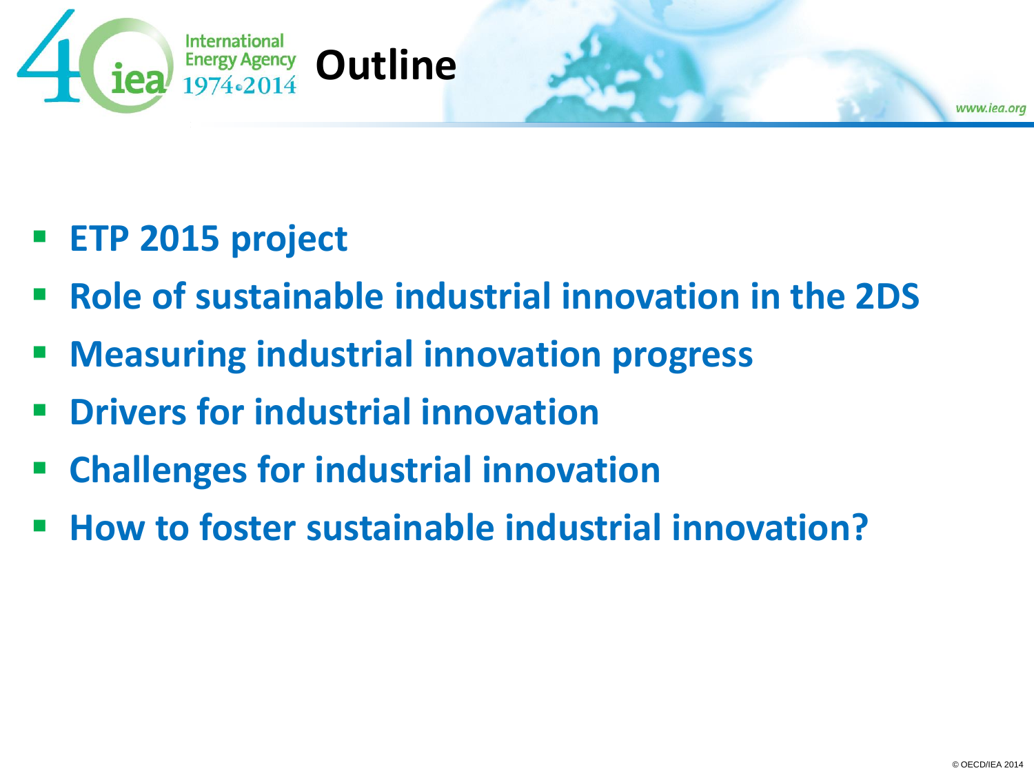# Outline

- **ETP 2015 project**
- **Role of sustainable industrial innovation in the 2DS**
- **Measuring industrial innovation progress**
- **Drivers for industrial innovation**
- **Challenges for industrial innovation**
- **How to foster sustainable industrial innovation?**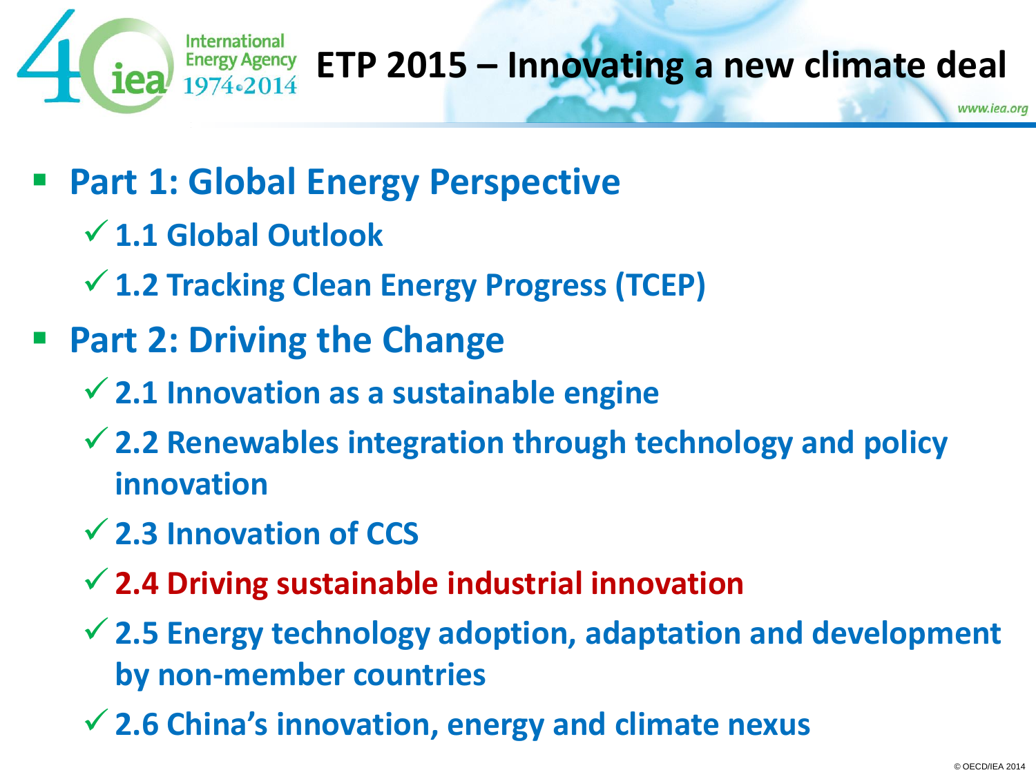# ETP 2015 – Innovating a new climate deal

- **Part 1: Global Energy Perspective**
  - ✓ **1.1 Global Outlook**
  - ✓ **1.2 Tracking Clean Energy Progress (TCEP)**
- **Part 2: Driving the Change**
  - ✓ **2.1 Innovation as a sustainable engine**
  - ✓ **2.2 Renewables integration through technology and policy innovation**
  - ✓ **2.3 Innovation of CCS**
  - ✓ **2.4 Driving sustainable industrial innovation**
  - ✓ **2.5 Energy technology adoption, adaptation and development by non-member countries**
  - ✓ **2.6 China's innovation, energy and climate nexus**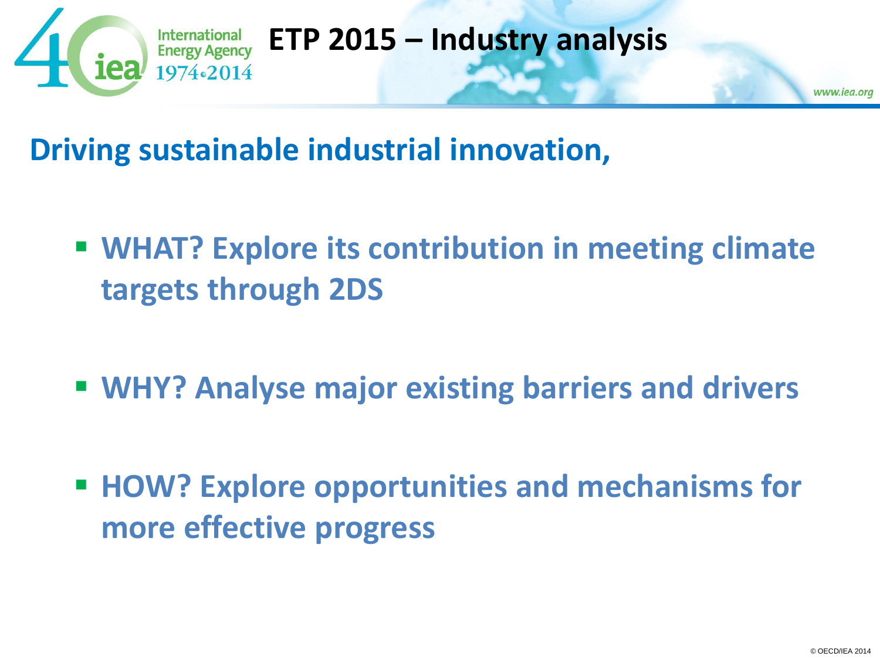# ETP 2015 – Industry analysis

## Driving sustainable industrial innovation,

- **WHAT? Explore its contribution in meeting climate targets through 2DS**
- **WHY? Analyse major existing barriers and drivers**
- **HOW? Explore opportunities and mechanisms for more effective progress**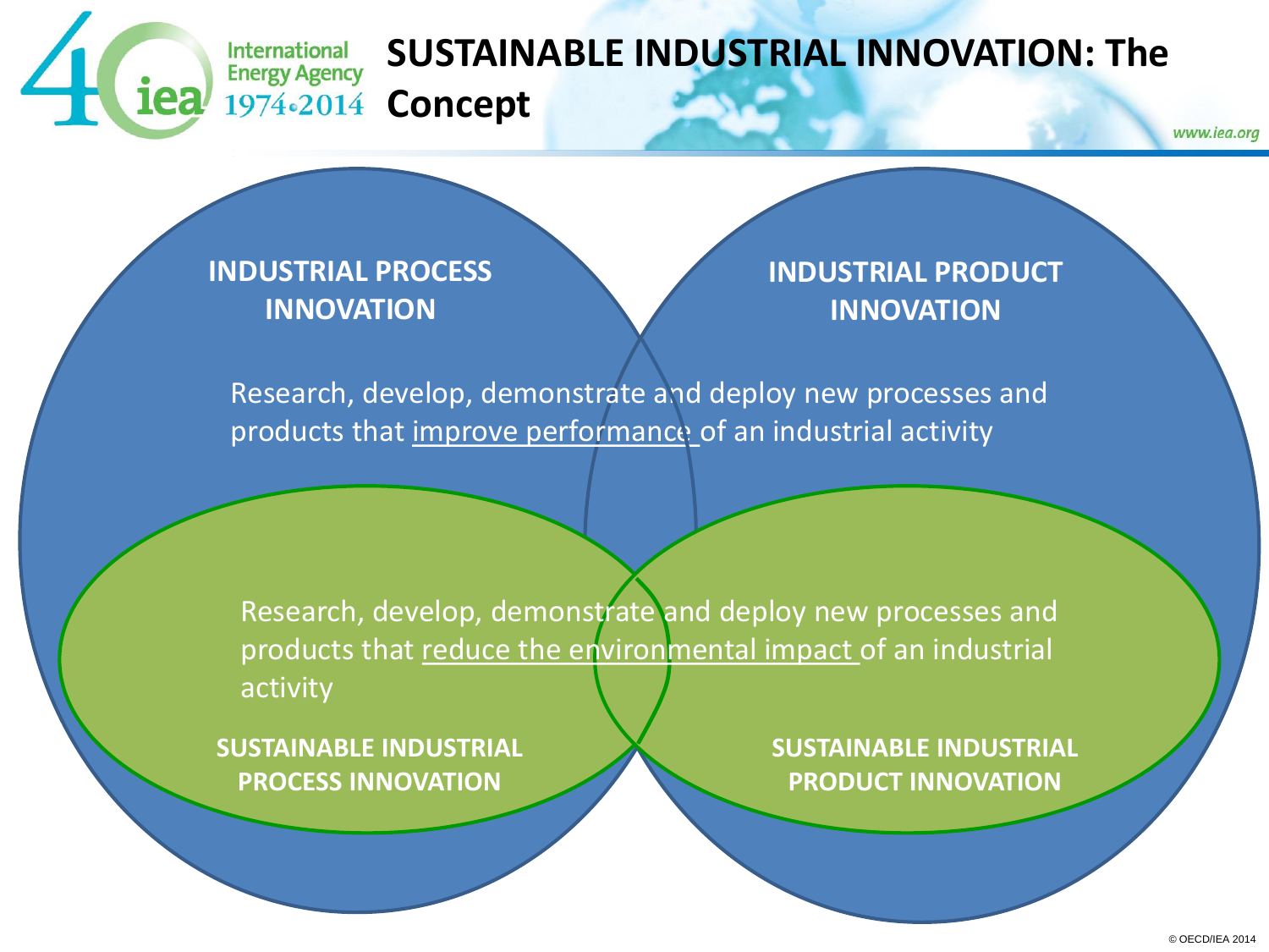# SUSTAINABLE INDUSTRIAL INNOVATION: The Concept

**INDUSTRIAL PROCESS INNOVATION**

**INDUSTRIAL PRODUCT INNOVATION**

Research, develop, demonstrate and deploy new processes and products that improve performance of an industrial activity

Research, develop, demonstrate and deploy new processes and products that reduce the environmental impact of an industrial activity

**SUSTAINABLE INDUSTRIAL PROCESS INNOVATION**

**SUSTAINABLE INDUSTRIAL PRODUCT INNOVATION**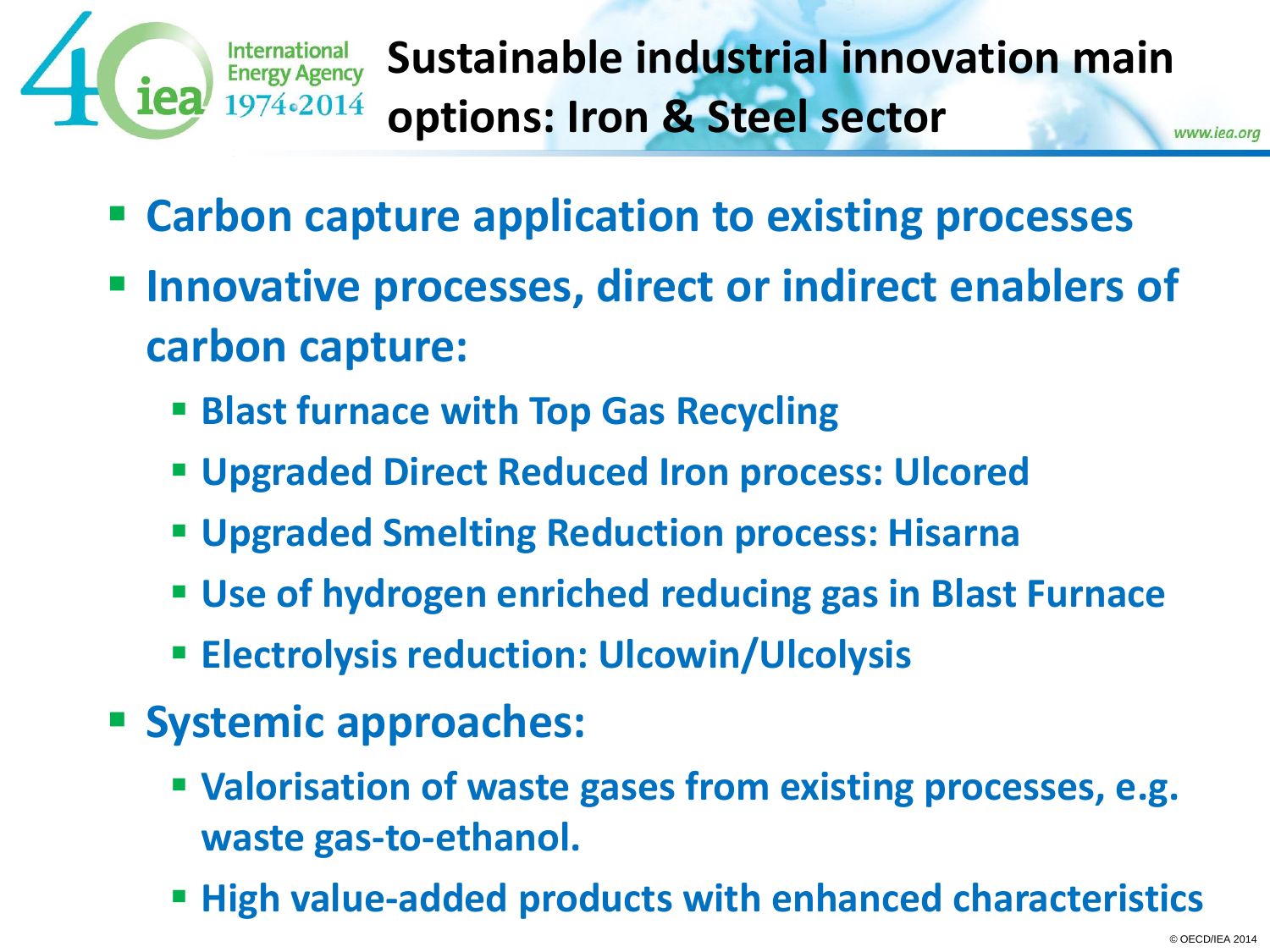# Sustainable industrial innovation main options: Iron & Steel sector

- Carbon capture application to existing processes
- Innovative processes, direct or indirect enablers of carbon capture:
  - Blast furnace with Top Gas Recycling
  - Upgraded Direct Reduced Iron process: Ulcored
  - Upgraded Smelting Reduction process: Hisarna
  - Use of hydrogen enriched reducing gas in Blast Furnace
  - Electrolysis reduction: Ulcowin/Ulcolysis
- Systemic approaches:
  - Valorisation of waste gases from existing processes, e.g. waste gas-to-ethanol.
  - High value-added products with enhanced characteristics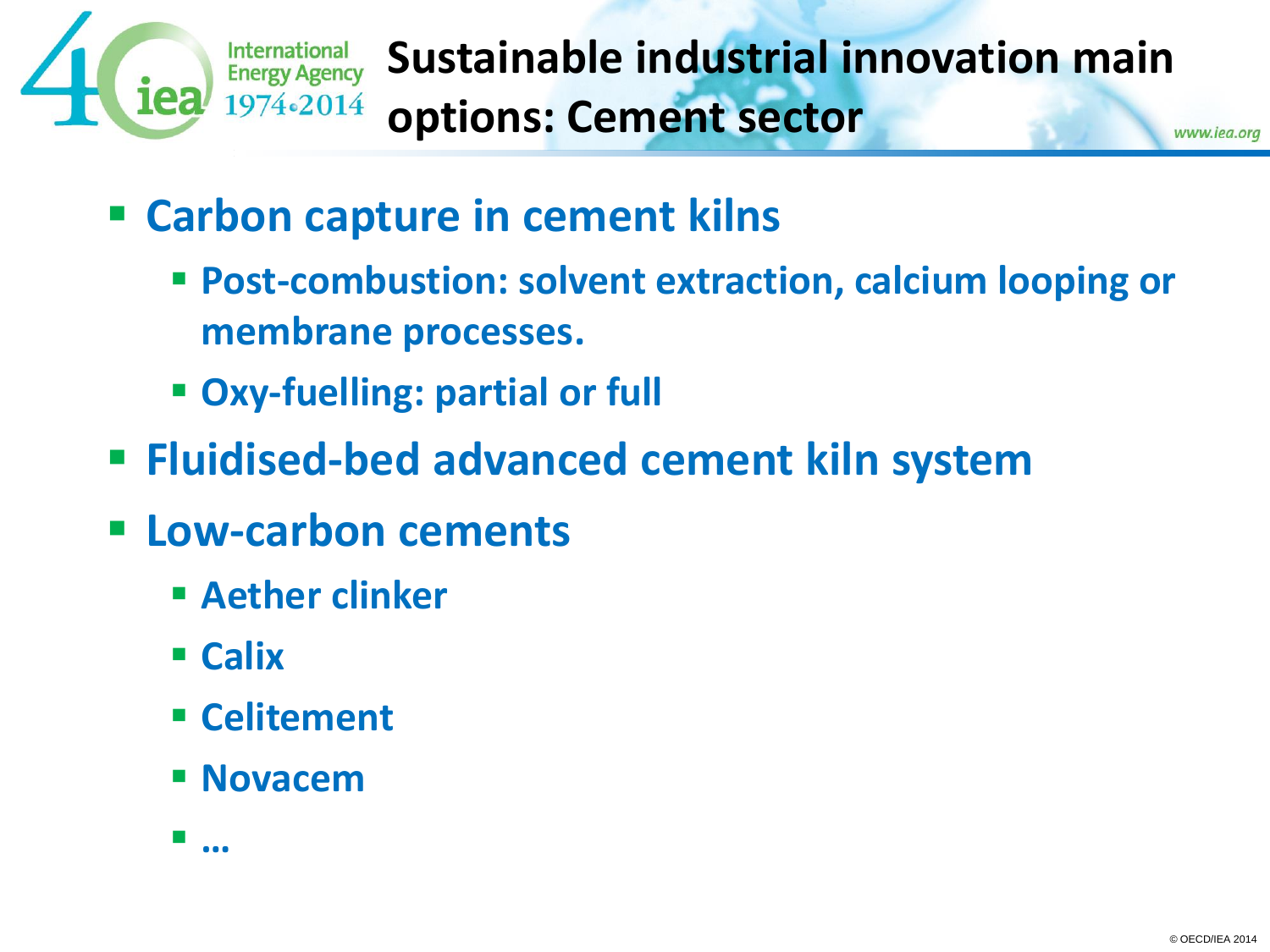# Sustainable industrial innovation main options: Cement sector

- **Carbon capture in cement kilns**
  - **Post-combustion: solvent extraction, calcium looping or membrane processes.**
  - **Oxy-fuelling: partial or full**
- **Fluidised-bed advanced cement kiln system**
- **Low-carbon cements**
  - **Aether clinker**
  - **Calix**
  - **Celitement**
  - **Novacem**
  - **…**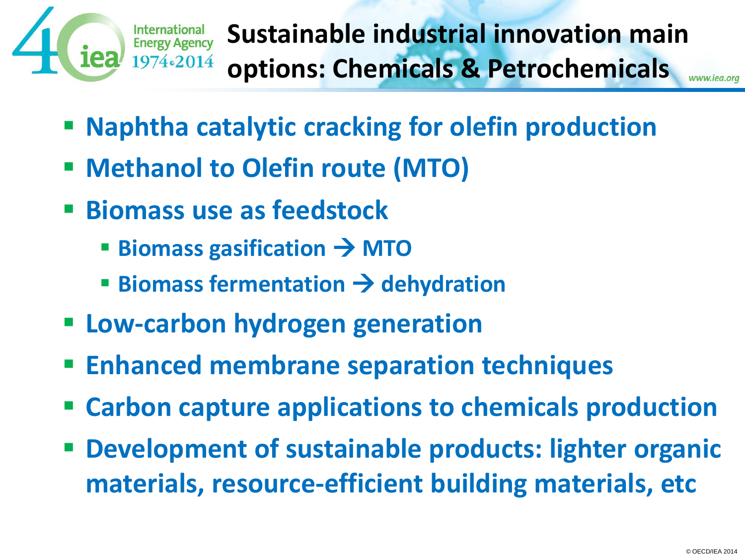# Sustainable industrial innovation main options: Chemicals & Petrochemicals

- Naphtha catalytic cracking for olefin production
- Methanol to Olefin route (MTO)
- Biomass use as feedstock
  - Biomass gasification → MTO
  - Biomass fermentation → dehydration
- Low-carbon hydrogen generation
- Enhanced membrane separation techniques
- Carbon capture applications to chemicals production
- Development of sustainable products: lighter organic materials, resource-efficient building materials, etc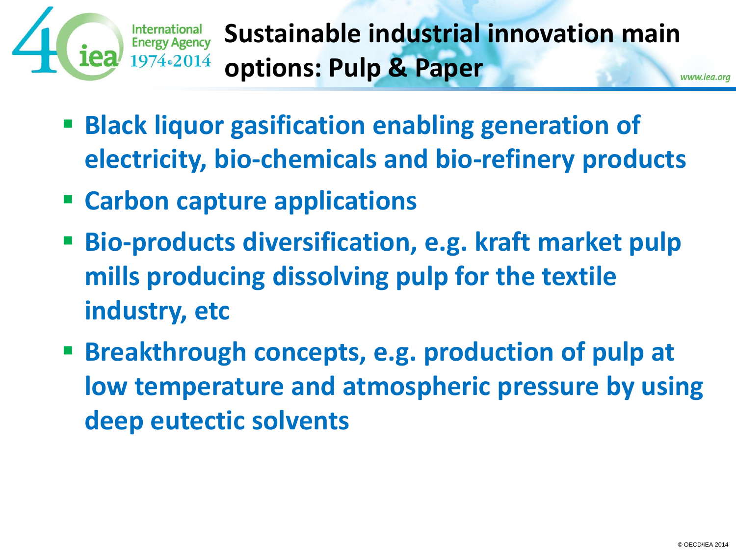# Sustainable industrial innovation main options: Pulp & Paper

- **Black liquor gasification enabling generation of electricity, bio-chemicals and bio-refinery products**
- **Carbon capture applications**
- **Bio-products diversification, e.g. kraft market pulp mills producing dissolving pulp for the textile industry, etc**
- **Breakthrough concepts, e.g. production of pulp at low temperature and atmospheric pressure by using deep eutectic solvents**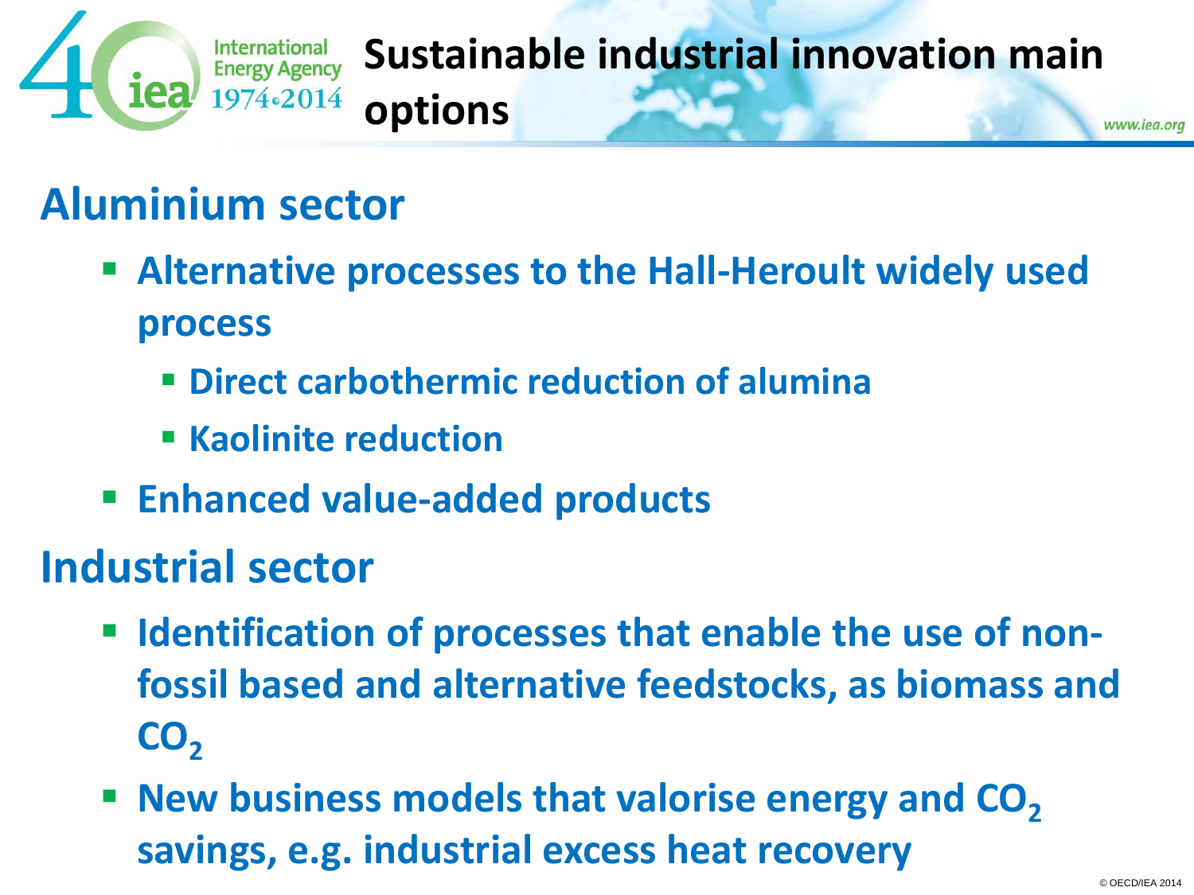# Sustainable industrial innovation main options

## Aluminium sector

- **Alternative processes to the Hall-Heroult widely used process**
  - **Direct carbothermic reduction of alumina**
  - **Kaolinite reduction**
- **Enhanced value-added products**

## Industrial sector

- **Identification of processes that enable the use of non-fossil based and alternative feedstocks, as biomass and $CO_2$**
- **New business models that valorise energy and $CO_2$ savings, e.g. industrial excess heat recovery**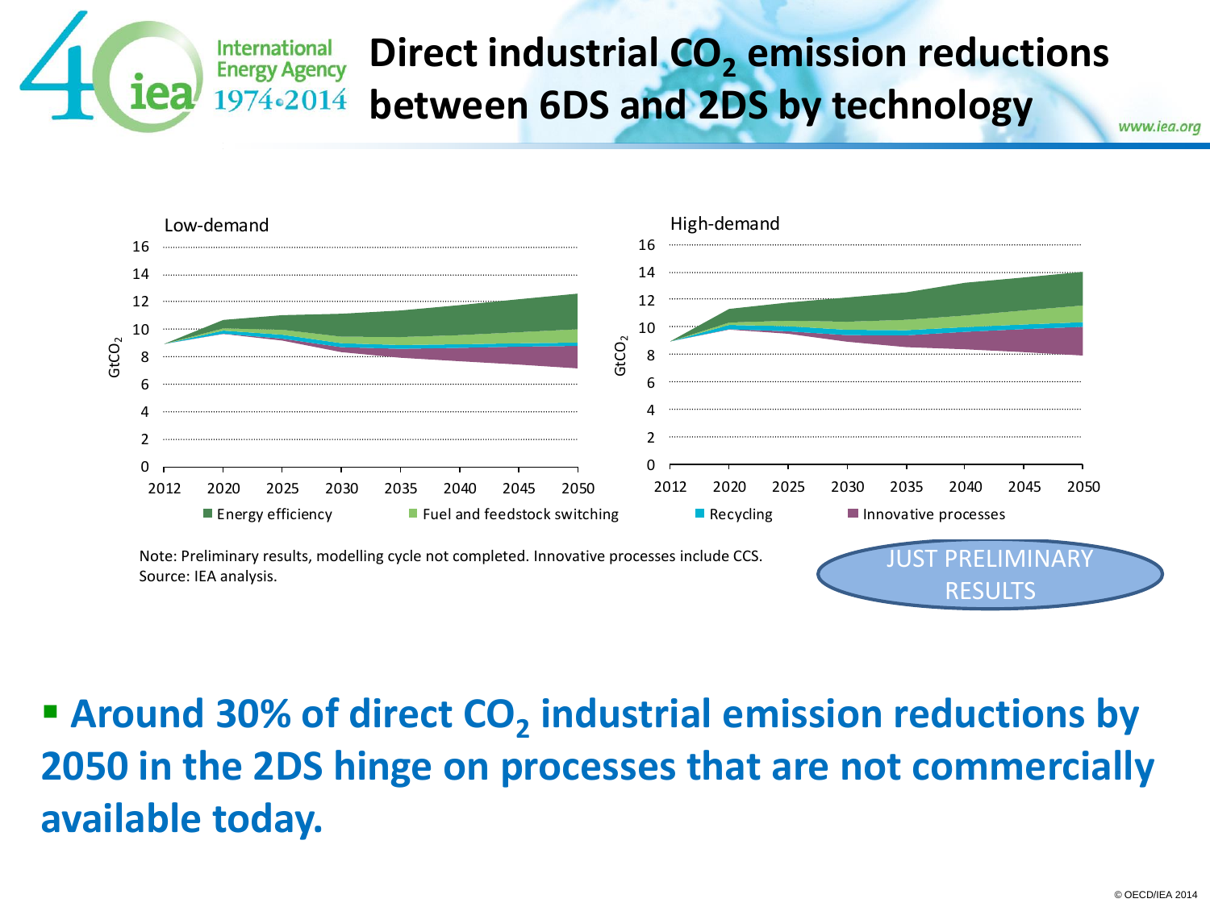# Direct industrial $CO_2$ emission reductions between 6DS and 2DS by technology

Low-demand

High-demand

Energy efficiency | Fuel and feedstock switching | Recycling | Innovative processes

Note: Preliminary results, modelling cycle not completed. Innovative processes include CCS.
Source: IEA analysis.

JUST PRELIMINARY RESULTS

- **Around 30% of direct $CO_2$ industrial emission reductions by 2050 in the 2DS hinge on processes that are not commercially available today.**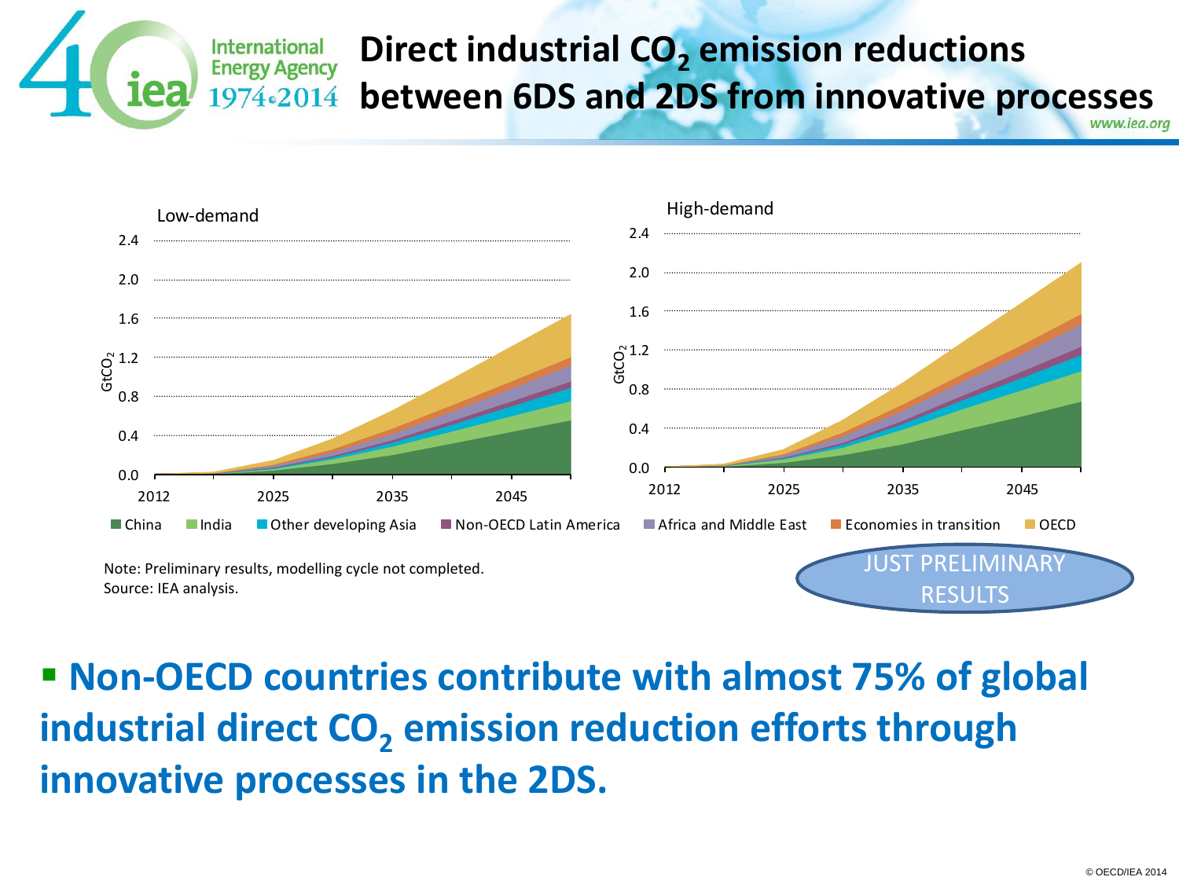# Direct industrial $CO_2$ emission reductions between 6DS and 2DS from innovative processes

Low-demand

High-demand

China | India | Other developing Asia | Non-OECD Latin America | Africa and Middle East | Economies in transition | OECD

Note: Preliminary results, modelling cycle not completed.
Source: IEA analysis.

JUST PRELIMINARY RESULTS

- **Non-OECD countries contribute with almost 75% of global industrial direct $CO_2$ emission reduction efforts through innovative processes in the 2DS.**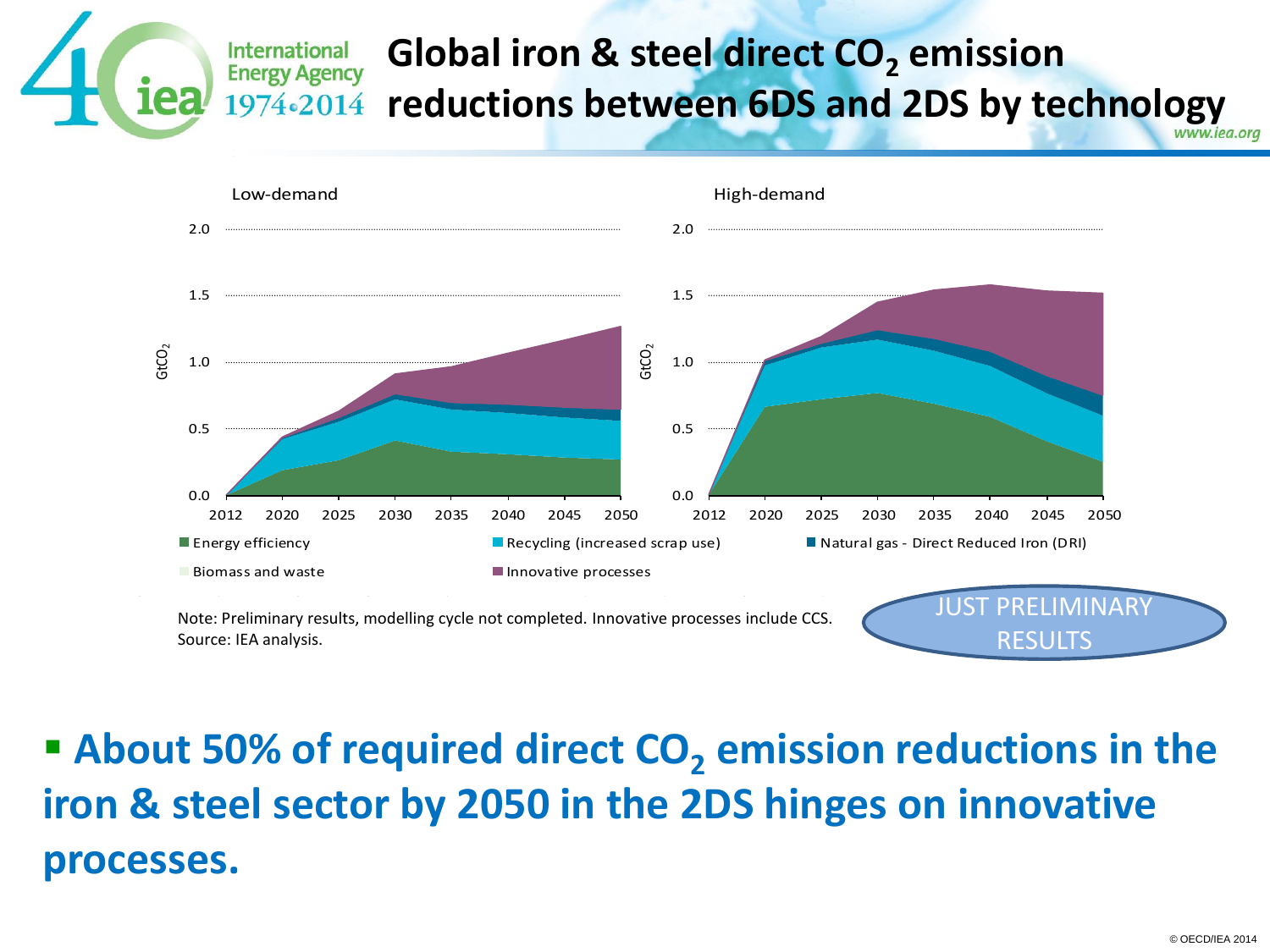# Global iron & steel direct $CO_2$ emission reductions between 6DS and 2DS by technology

Low-demand

High-demand

Energy efficiency | Recycling (increased scrap use) | Natural gas - Direct Reduced Iron (DRI) | Biomass and waste | Innovative processes

Note: Preliminary results, modelling cycle not completed. Innovative processes include CCS.
Source: IEA analysis.

JUST PRELIMINARY RESULTS

- **About 50% of required direct $CO_2$ emission reductions in the iron & steel sector by 2050 in the 2DS hinges on innovative processes.**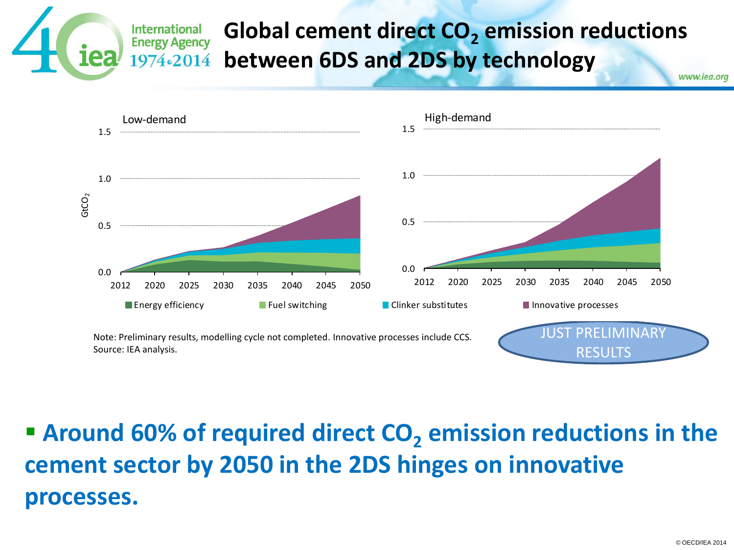# Global cement direct $CO_2$ emission reductions between 6DS and 2DS by technology

Low-demand

High-demand

Energy efficiency | Fuel switching | Clinker substitutes | Innovative processes

Note: Preliminary results, modelling cycle not completed. Innovative processes include CCS.
Source: IEA analysis.

JUST PRELIMINARY RESULTS

- **Around 60% of required direct $CO_2$ emission reductions in the cement sector by 2050 in the 2DS hinges on innovative processes.**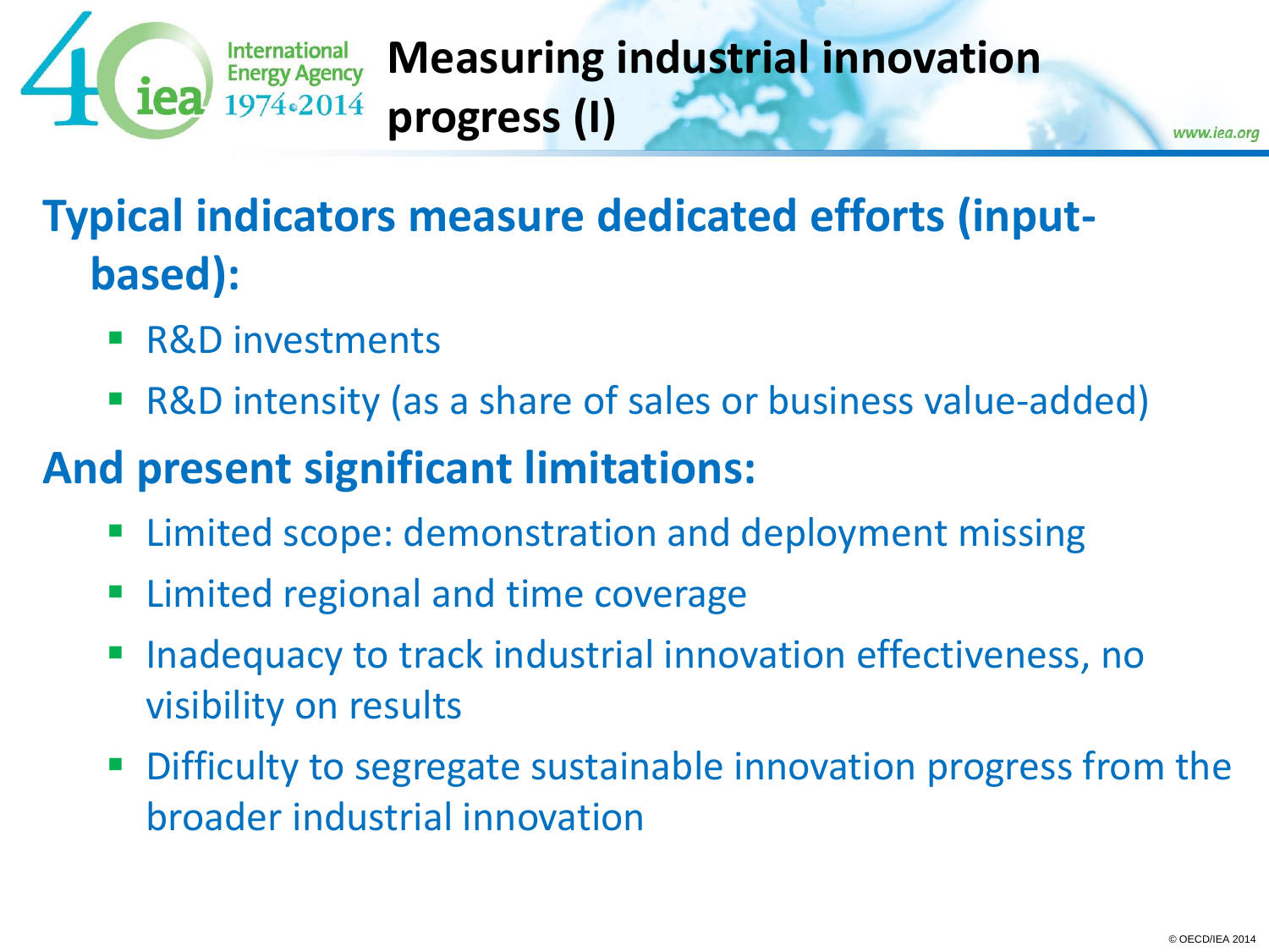# Measuring industrial innovation progress (I)

## Typical indicators measure dedicated efforts (input-based):

- R&D investments
- R&D intensity (as a share of sales or business value-added)

## And present significant limitations:

- Limited scope: demonstration and deployment missing
- Limited regional and time coverage
- Inadequacy to track industrial innovation effectiveness, no visibility on results
- Difficulty to segregate sustainable innovation progress from the broader industrial innovation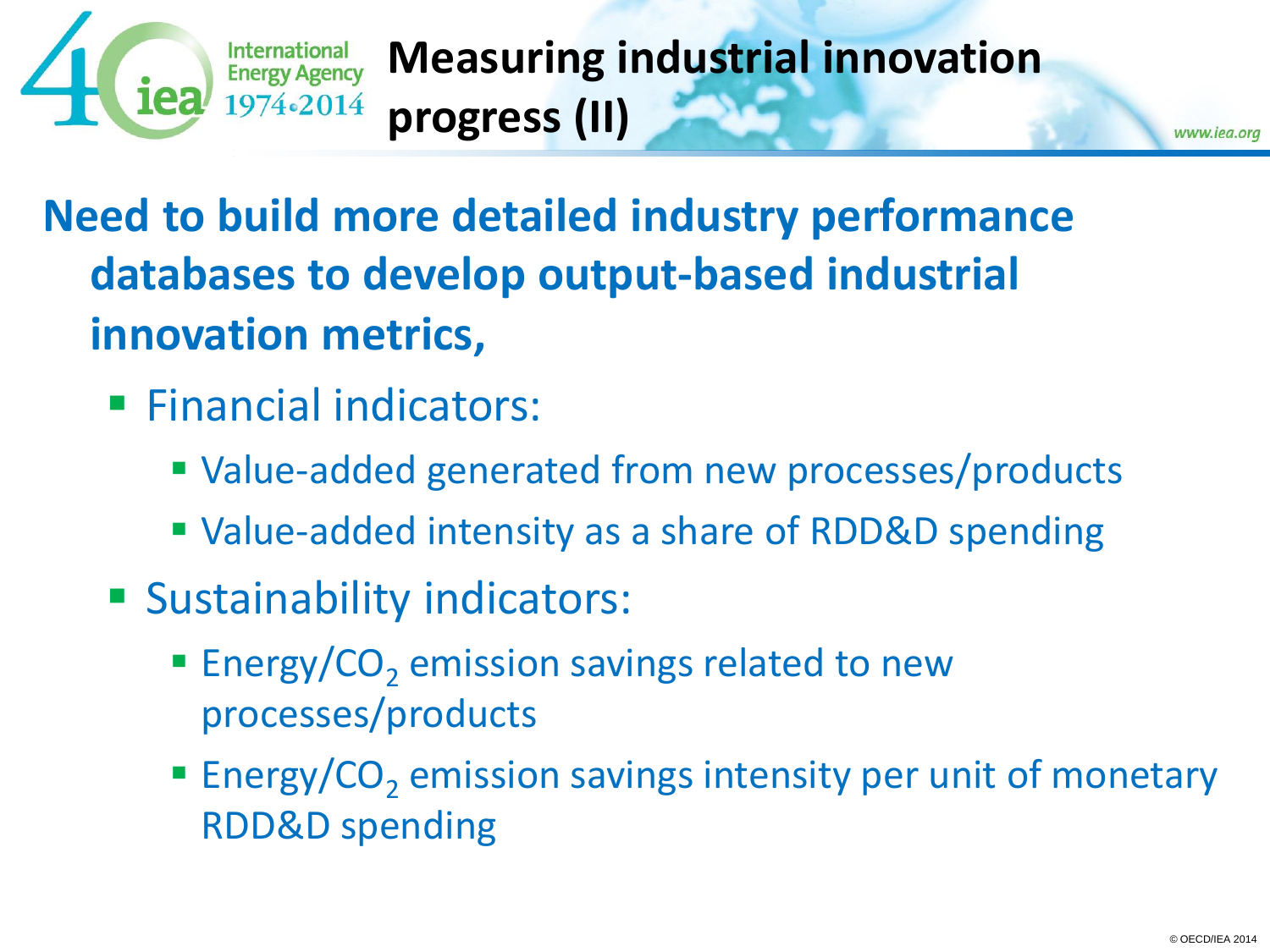# Measuring industrial innovation progress (II)

**Need to build more detailed industry performance databases to develop output-based industrial innovation metrics,**

- Financial indicators:
  - Value-added generated from new processes/products
  - Value-added intensity as a share of RDD&D spending
- Sustainability indicators:
  - Energy/$CO_2$ emission savings related to new processes/products
  - Energy/$CO_2$ emission savings intensity per unit of monetary RDD&D spending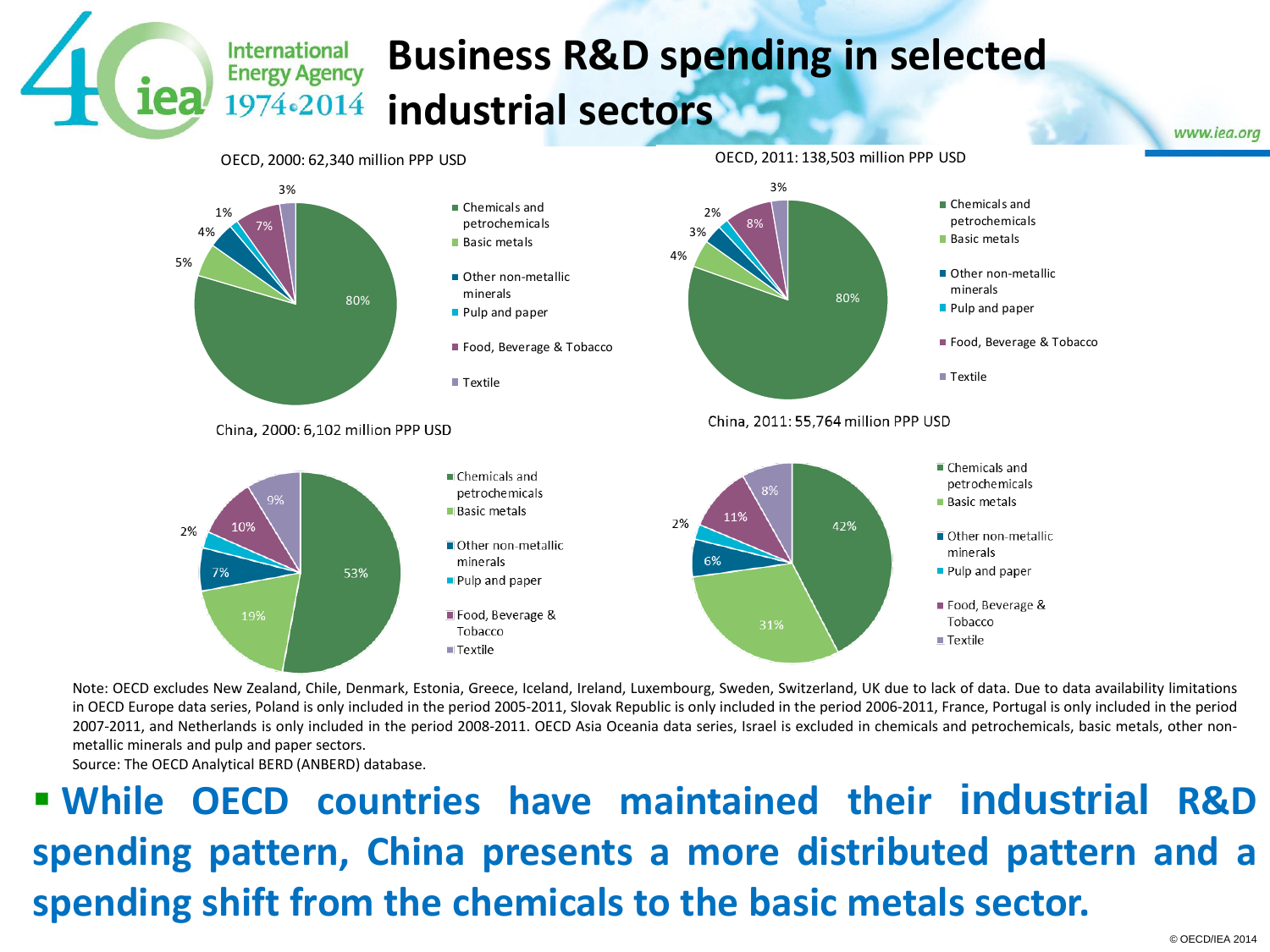# Business R&D spending in selected industrial sectors

OECD, 2000: 62,340 million PPP USD

OECD, 2011: 138,503 million PPP USD

China, 2000: 6,102 million PPP USD

China, 2011: 55,764 million PPP USD

| Sector | OECD 2000 | OECD 2011 | China 2000 | China 2011 |
|---|---|---|---|---|
| Chemicals and petrochemicals | 80% | 80% | 53% | 42% |
| Basic metals | 5% | 4% | 19% | 31% |
| Other non-metallic minerals | 4% | 3% | 7% | 6% |
| Pulp and paper | 1% | 2% | 2% | 2% |
| Food, Beverage & Tobacco | 7% | 8% | 10% | 11% |
| Textile | 3% | 3% | 9% | 8% |

Note: OECD excludes New Zealand, Chile, Denmark, Estonia, Greece, Iceland, Ireland, Luxembourg, Sweden, Switzerland, UK due to lack of data. Due to data availability limitations in OECD Europe data series, Poland is only included in the period 2005-2011, Slovak Republic is only included in the period 2006-2011, France, Portugal is only included in the period 2007-2011, and Netherlands is only included in the period 2008-2011. OECD Asia Oceania data series, Israel is excluded in chemicals and petrochemicals, basic metals, other non-metallic minerals and pulp and paper sectors.

Source: The OECD Analytical BERD (ANBERD) database.

- **While OECD countries have maintained their industrial R&D spending pattern, China presents a more distributed pattern and a spending shift from the chemicals to the basic metals sector.**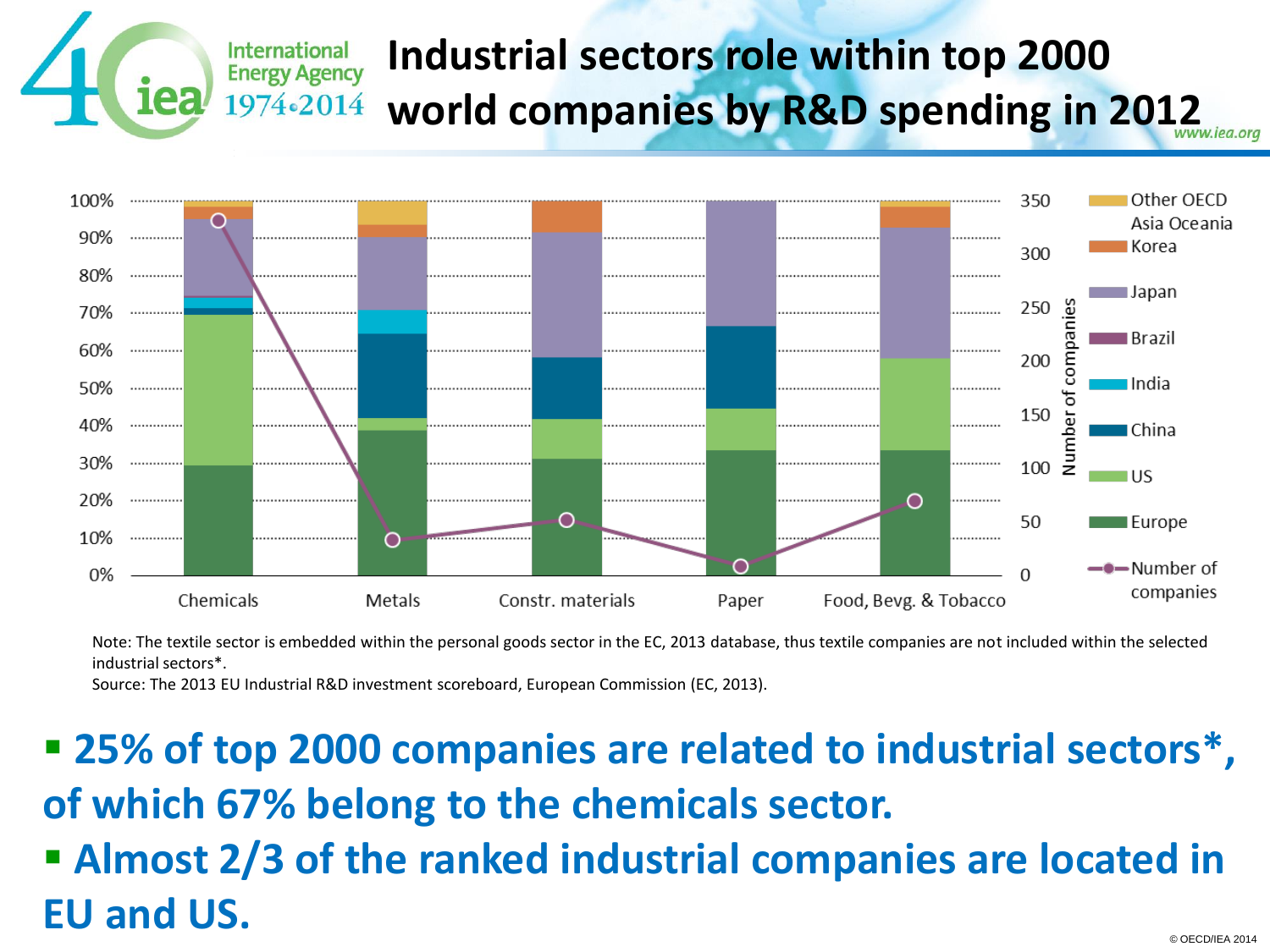# Industrial sectors role within top 2000 world companies by R&D spending in 2012

Note: The textile sector is embedded within the personal goods sector in the EC, 2013 database, thus textile companies are not included within the selected industrial sectors*.

Source: The 2013 EU Industrial R&D investment scoreboard, European Commission (EC, 2013).

- **25% of top 2000 companies are related to industrial sectors*, of which 67% belong to the chemicals sector.**
- **Almost 2/3 of the ranked industrial companies are located in EU and US.**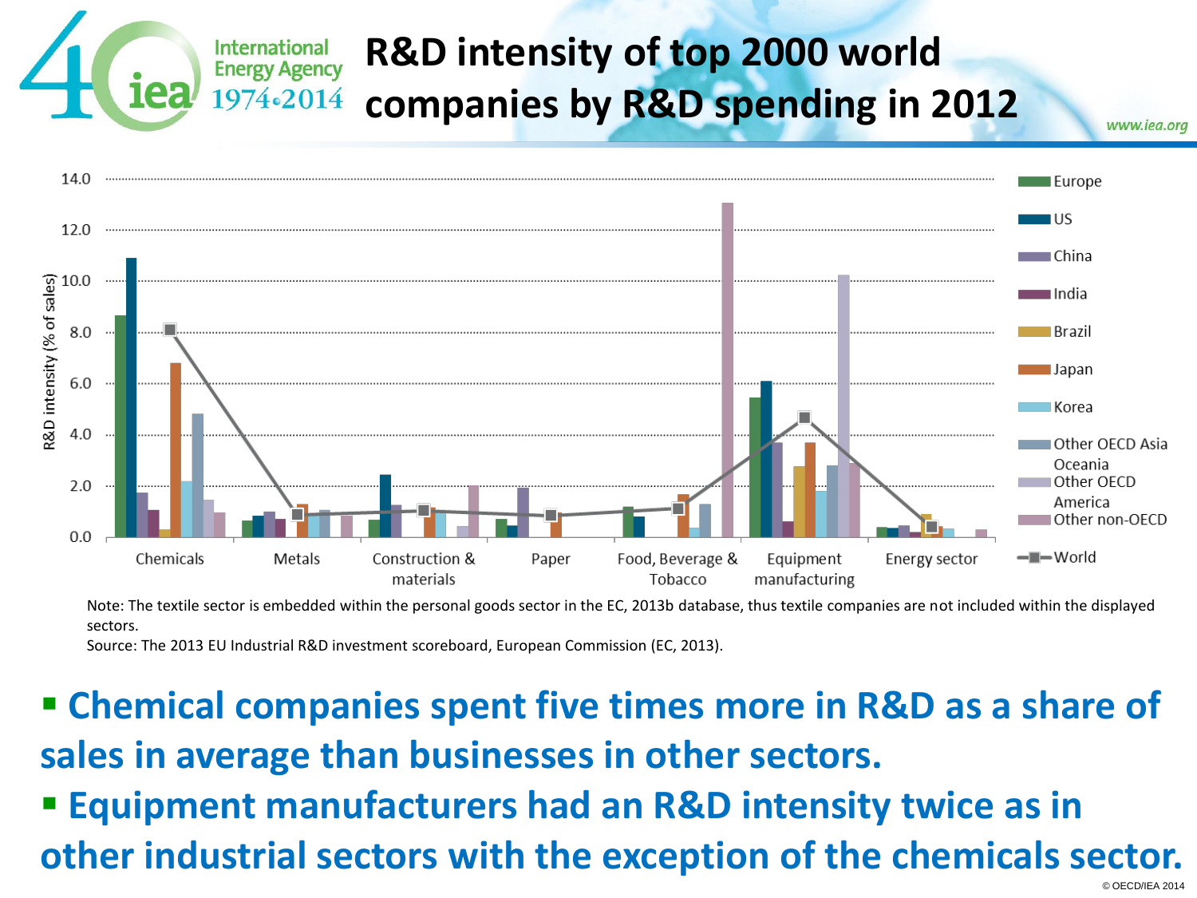# R&D intensity of top 2000 world companies by R&D spending in 2012

Note: The textile sector is embedded within the personal goods sector in the EC, 2013b database, thus textile companies are not included within the displayed sectors.

Source: The 2013 EU Industrial R&D investment scoreboard, European Commission (EC, 2013).

- **Chemical companies spent five times more in R&D as a share of sales in average than businesses in other sectors.**
- **Equipment manufacturers had an R&D intensity twice as in other industrial sectors with the exception of the chemicals sector.**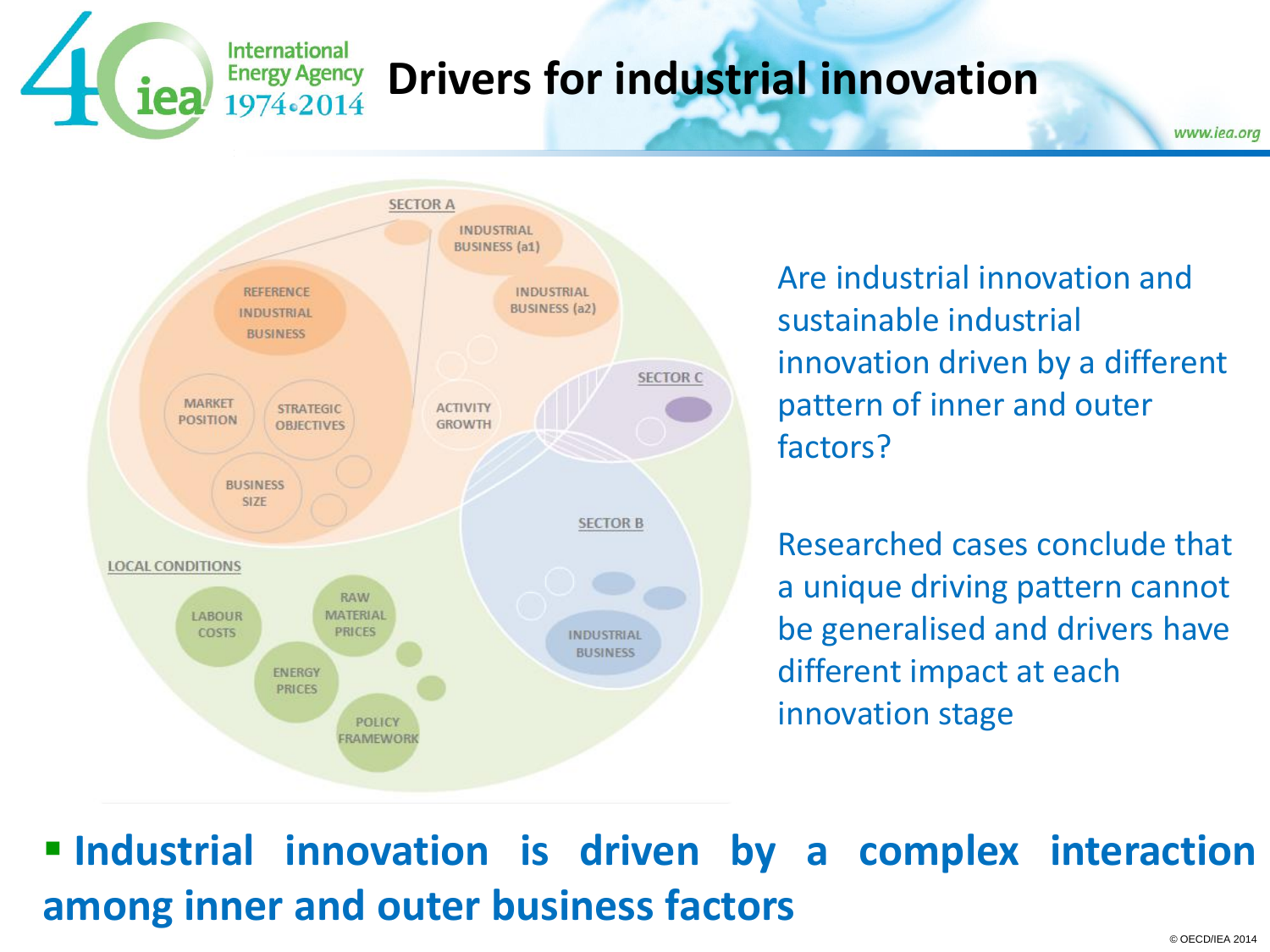# Drivers for industrial innovation

SECTOR A

INDUSTRIAL BUSINESS (a1)

INDUSTRIAL BUSINESS (a2)

REFERENCE INDUSTRIAL BUSINESS

MARKET POSITION

STRATEGIC OBJECTIVES

ACTIVITY GROWTH

BUSINESS SIZE

SECTOR C

SECTOR B

INDUSTRIAL BUSINESS

LOCAL CONDITIONS

LABOUR COSTS

RAW MATERIAL PRICES

ENERGY PRICES

POLICY FRAMEWORK

Are industrial innovation and sustainable industrial innovation driven by a different pattern of inner and outer factors?

Researched cases conclude that a unique driving pattern cannot be generalised and drivers have different impact at each innovation stage

- **Industrial innovation is driven by a complex interaction among inner and outer business factors**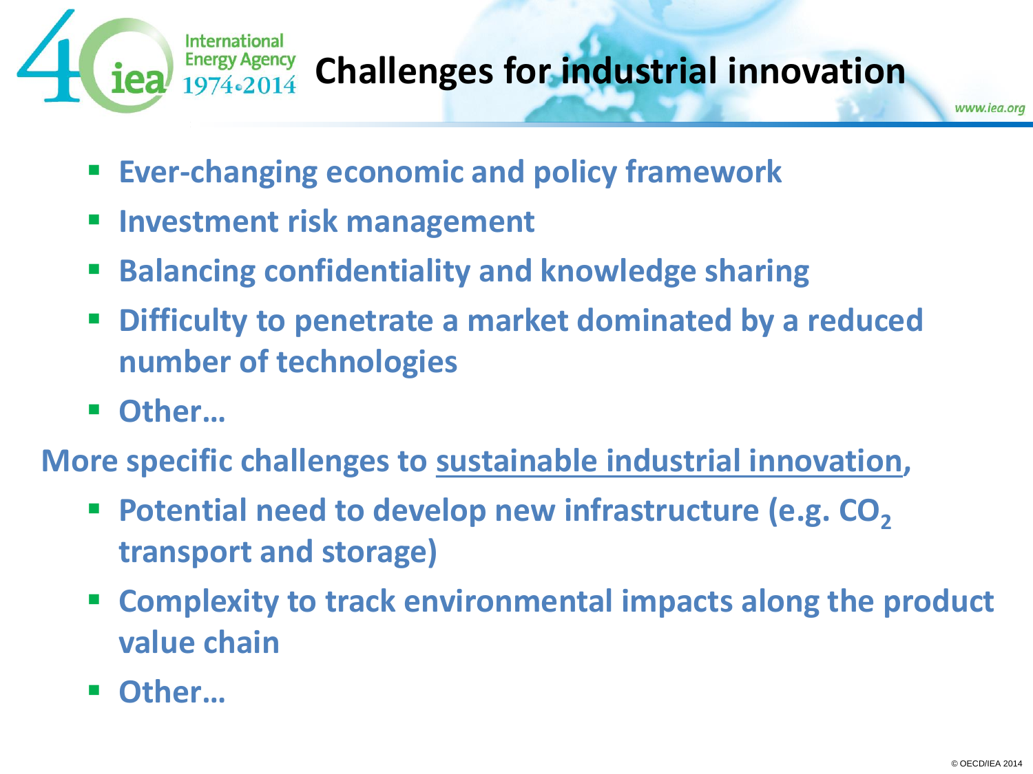# Challenges for industrial innovation

- **Ever-changing economic and policy framework**
- **Investment risk management**
- **Balancing confidentiality and knowledge sharing**
- **Difficulty to penetrate a market dominated by a reduced number of technologies**
- **Other…**

**More specific challenges to sustainable industrial innovation,**

- **Potential need to develop new infrastructure (e.g. $CO_2$ transport and storage)**
- **Complexity to track environmental impacts along the product value chain**
- **Other…**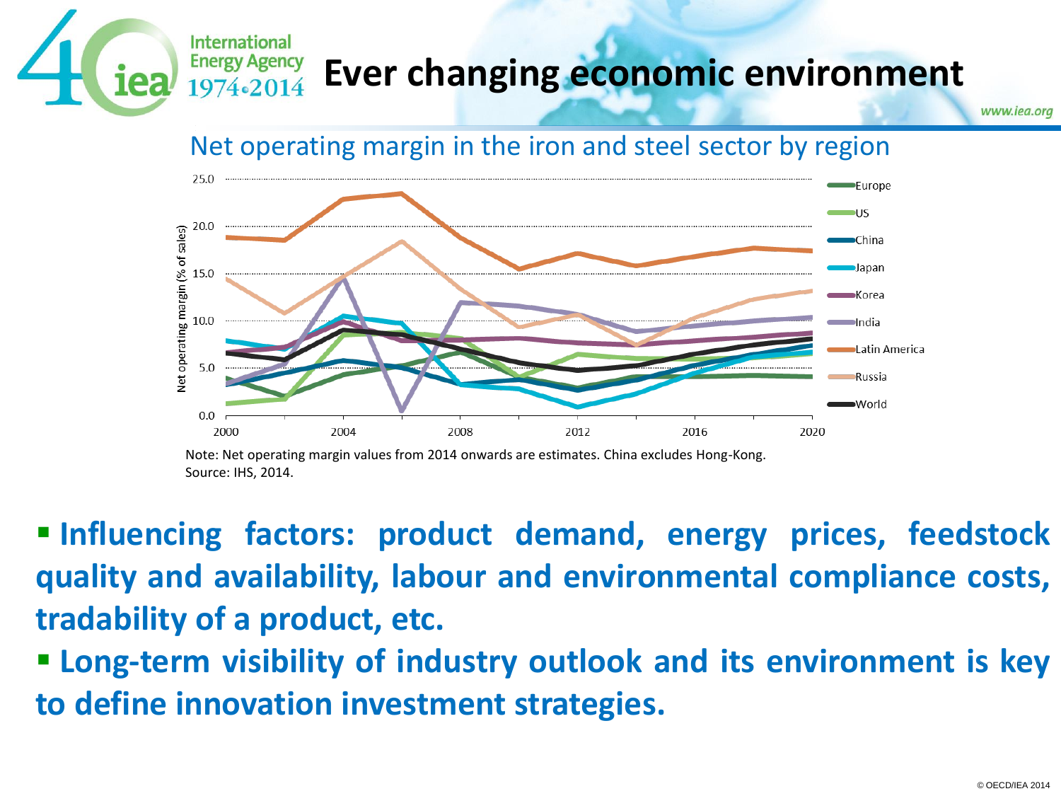# Ever changing economic environment

Net operating margin in the iron and steel sector by region

Note: Net operating margin values from 2014 onwards are estimates. China excludes Hong-Kong.
Source: IHS, 2014.

- **Influencing factors: product demand, energy prices, feedstock quality and availability, labour and environmental compliance costs, tradability of a product, etc.**
- **Long-term visibility of industry outlook and its environment is key to define innovation investment strategies.**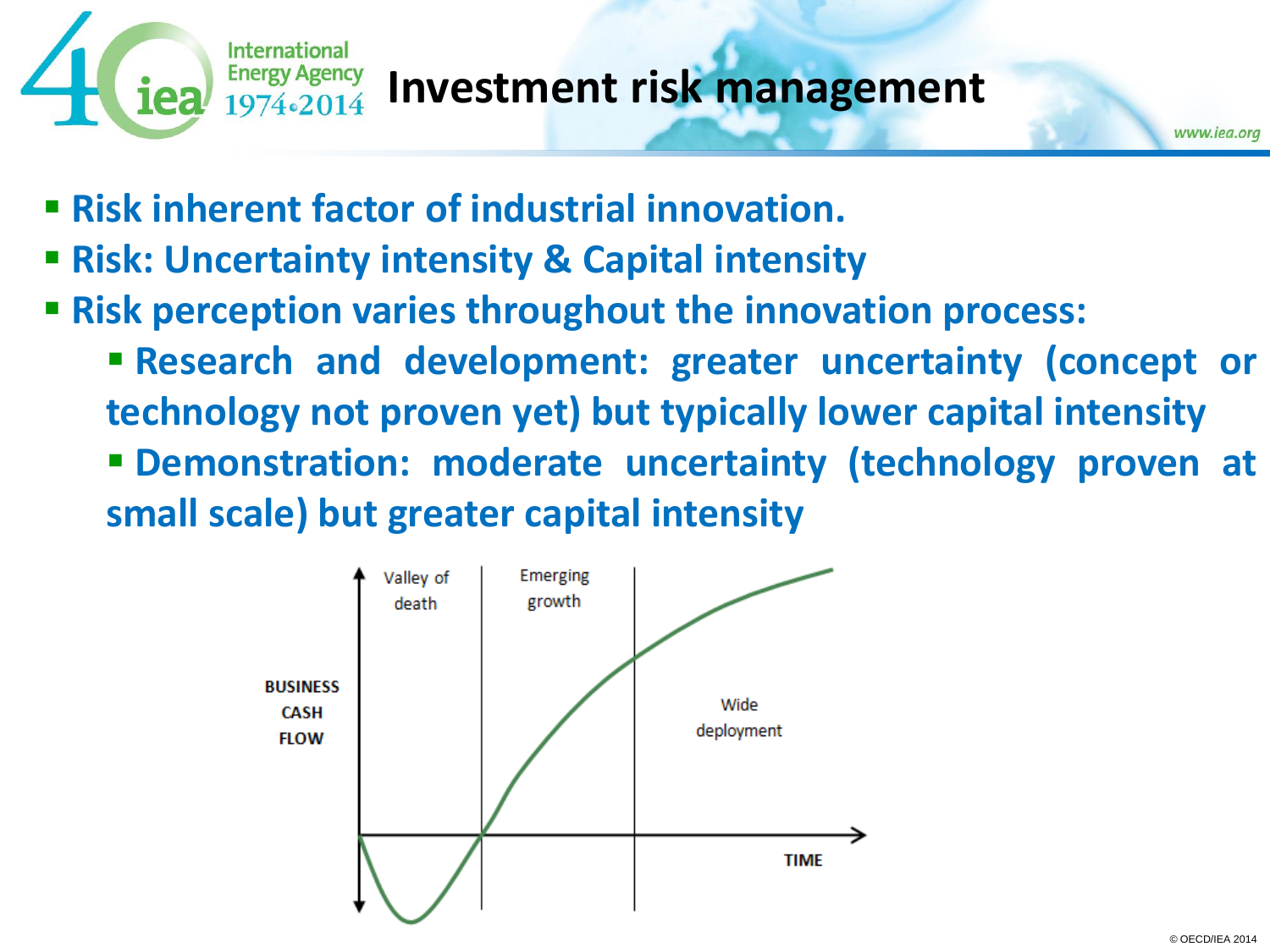# Investment risk management

- **Risk inherent factor of industrial innovation.**
- **Risk: Uncertainty intensity & Capital intensity**
- **Risk perception varies throughout the innovation process:**
  - **Research and development: greater uncertainty (concept or technology not proven yet) but typically lower capital intensity**
  - **Demonstration: moderate uncertainty (technology proven at small scale) but greater capital intensity**

Valley of death | Emerging growth | Wide deployment

BUSINESS CASH FLOW

TIME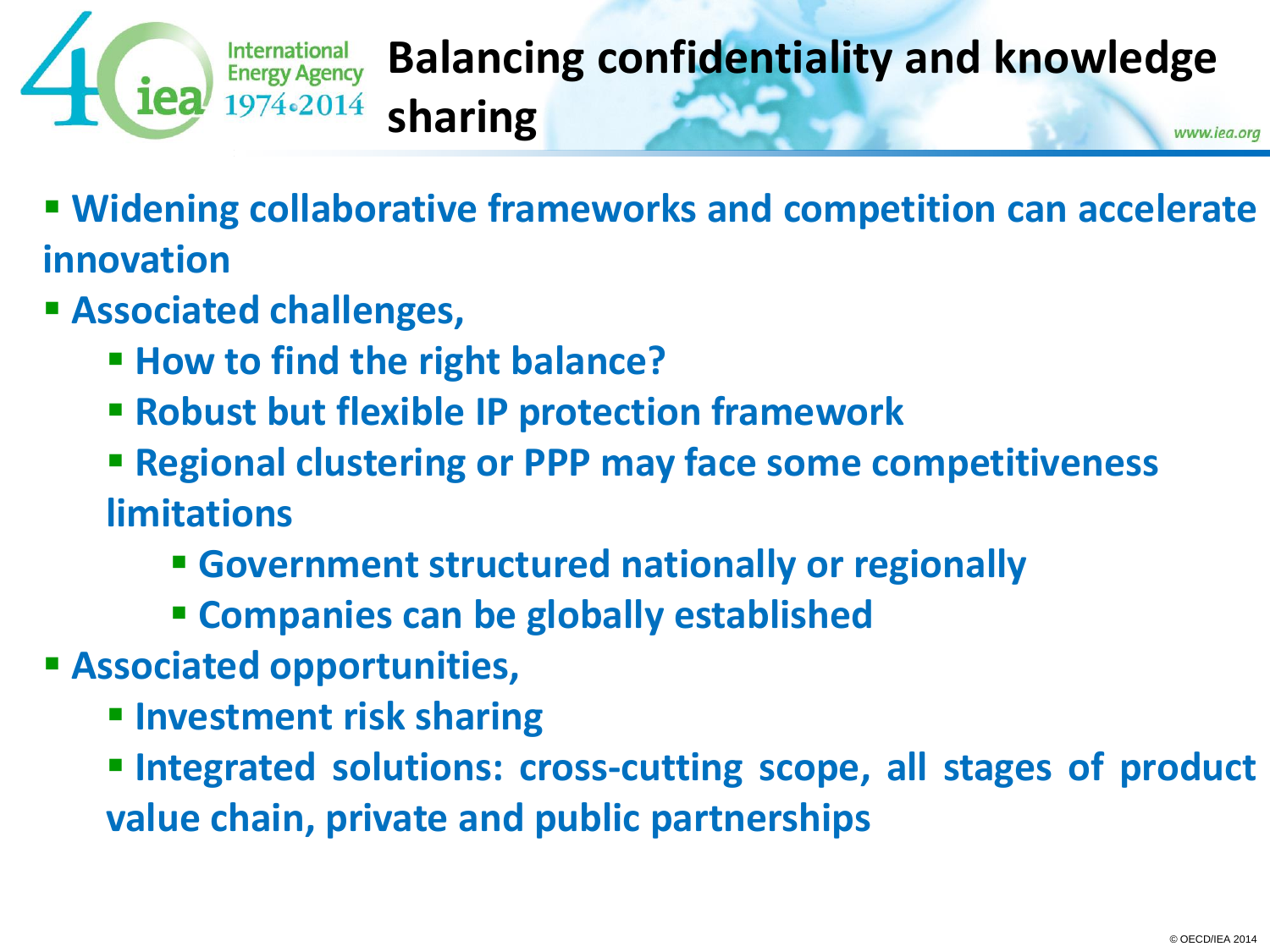# Balancing confidentiality and knowledge sharing

- **Widening collaborative frameworks and competition can accelerate innovation**
- **Associated challenges,**
  - **How to find the right balance?**
  - **Robust but flexible IP protection framework**
  - **Regional clustering or PPP may face some competitiveness limitations**
    - **Government structured nationally or regionally**
    - **Companies can be globally established**
- **Associated opportunities,**
  - **Investment risk sharing**
  - **Integrated solutions: cross-cutting scope, all stages of product value chain, private and public partnerships**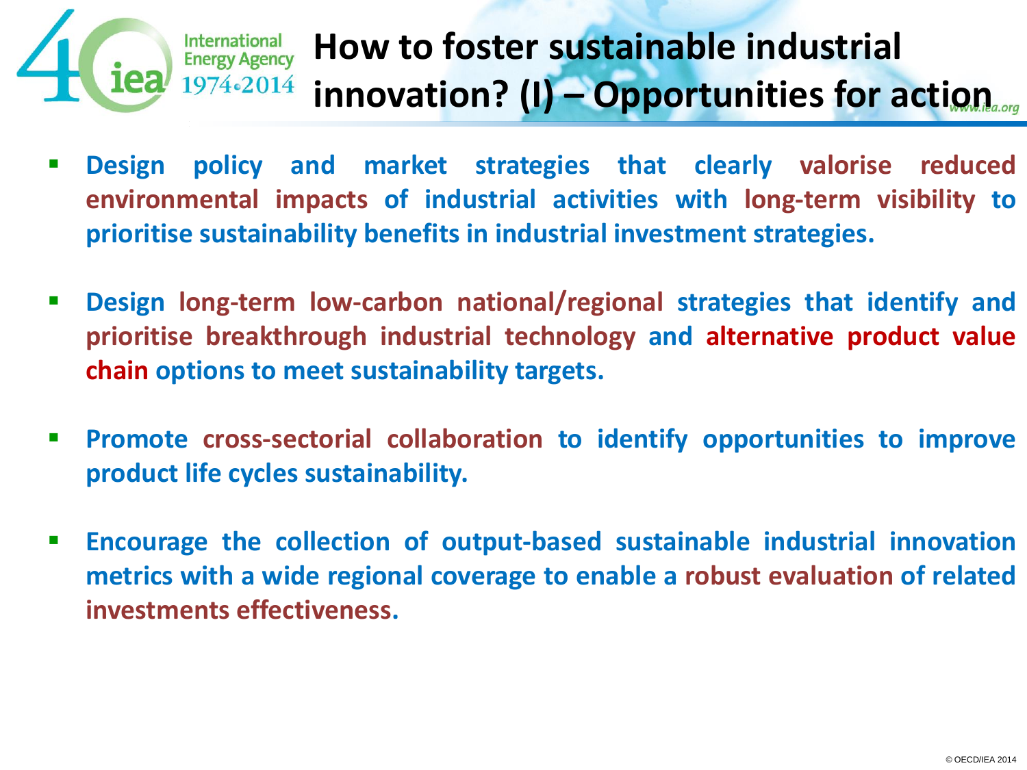# How to foster sustainable industrial innovation? (I) – Opportunities for action

- **Design policy and market strategies that clearly valorise reduced environmental impacts of industrial activities with long-term visibility to prioritise sustainability benefits in industrial investment strategies.**

- **Design long-term low-carbon national/regional strategies that identify and prioritise breakthrough industrial technology and alternative product value chain options to meet sustainability targets.**

- **Promote cross-sectorial collaboration to identify opportunities to improve product life cycles sustainability.**

- **Encourage the collection of output-based sustainable industrial innovation metrics with a wide regional coverage to enable a robust evaluation of related investments effectiveness.**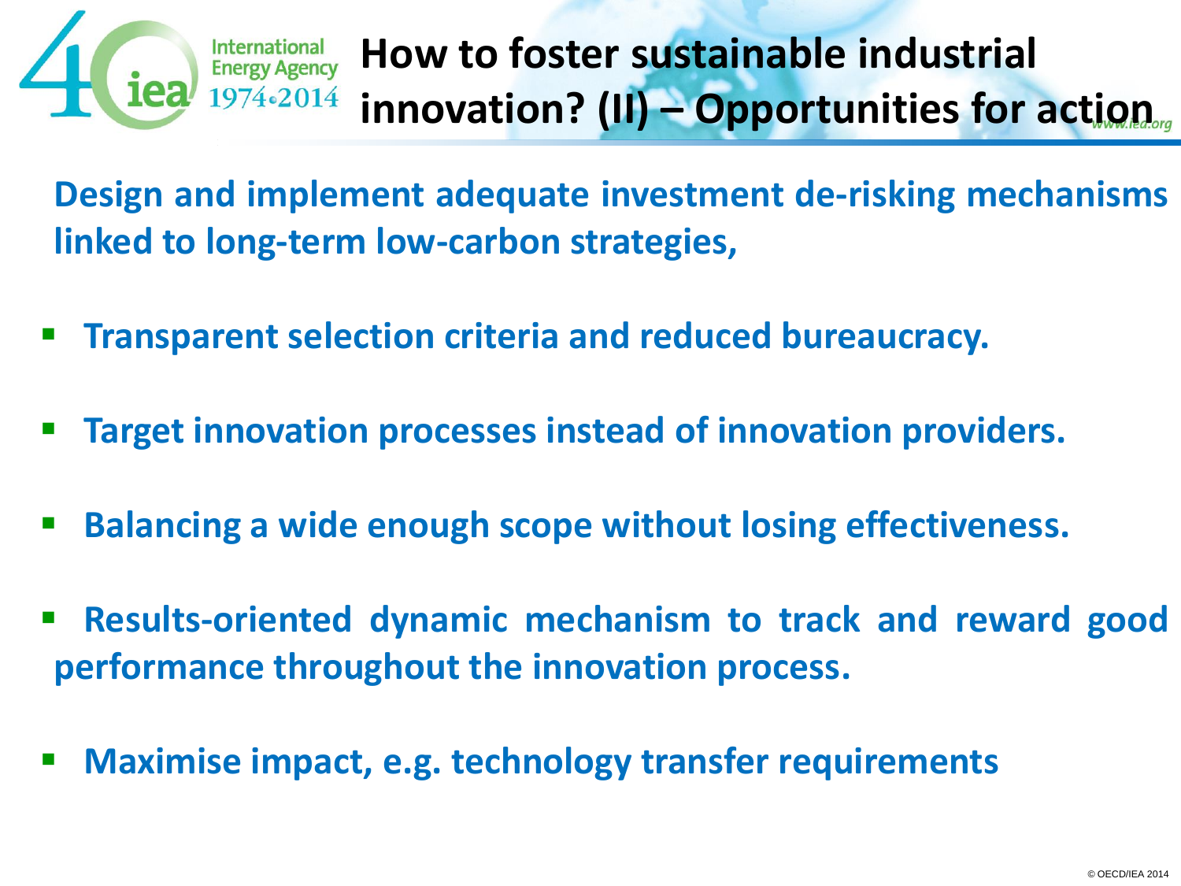# How to foster sustainable industrial innovation? (II) – Opportunities for action

**Design and implement adequate investment de-risking mechanisms linked to long-term low-carbon strategies,**

- **Transparent selection criteria and reduced bureaucracy.**
- **Target innovation processes instead of innovation providers.**
- **Balancing a wide enough scope without losing effectiveness.**
- **Results-oriented dynamic mechanism to track and reward good performance throughout the innovation process.**
- **Maximise impact, e.g. technology transfer requirements**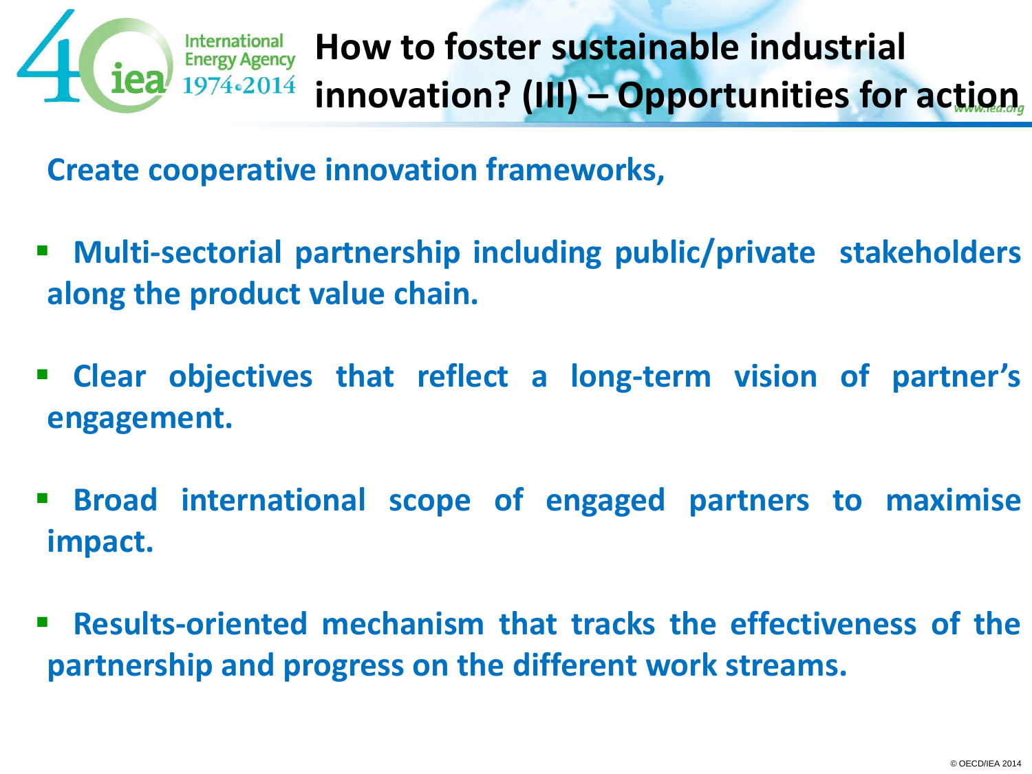# How to foster sustainable industrial innovation? (III) – Opportunities for action

**Create cooperative innovation frameworks,**

- **Multi-sectorial partnership including public/private stakeholders along the product value chain.**
- **Clear objectives that reflect a long-term vision of partner's engagement.**
- **Broad international scope of engaged partners to maximise impact.**
- **Results-oriented mechanism that tracks the effectiveness of the partnership and progress on the different work streams.**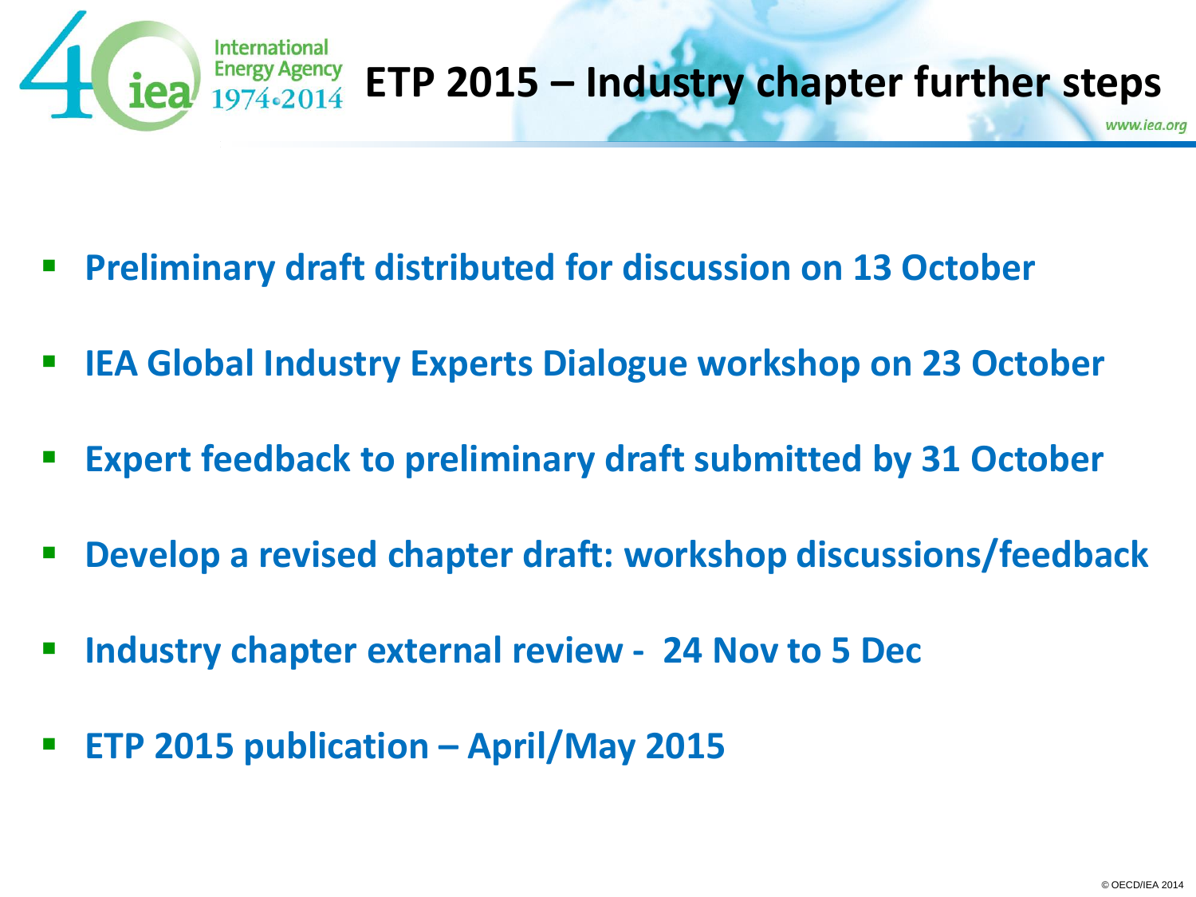# ETP 2015 – Industry chapter further steps

- **Preliminary draft distributed for discussion on 13 October**
- **IEA Global Industry Experts Dialogue workshop on 23 October**
- **Expert feedback to preliminary draft submitted by 31 October**
- **Develop a revised chapter draft: workshop discussions/feedback**
- **Industry chapter external review - 24 Nov to 5 Dec**
- **ETP 2015 publication – April/May 2015**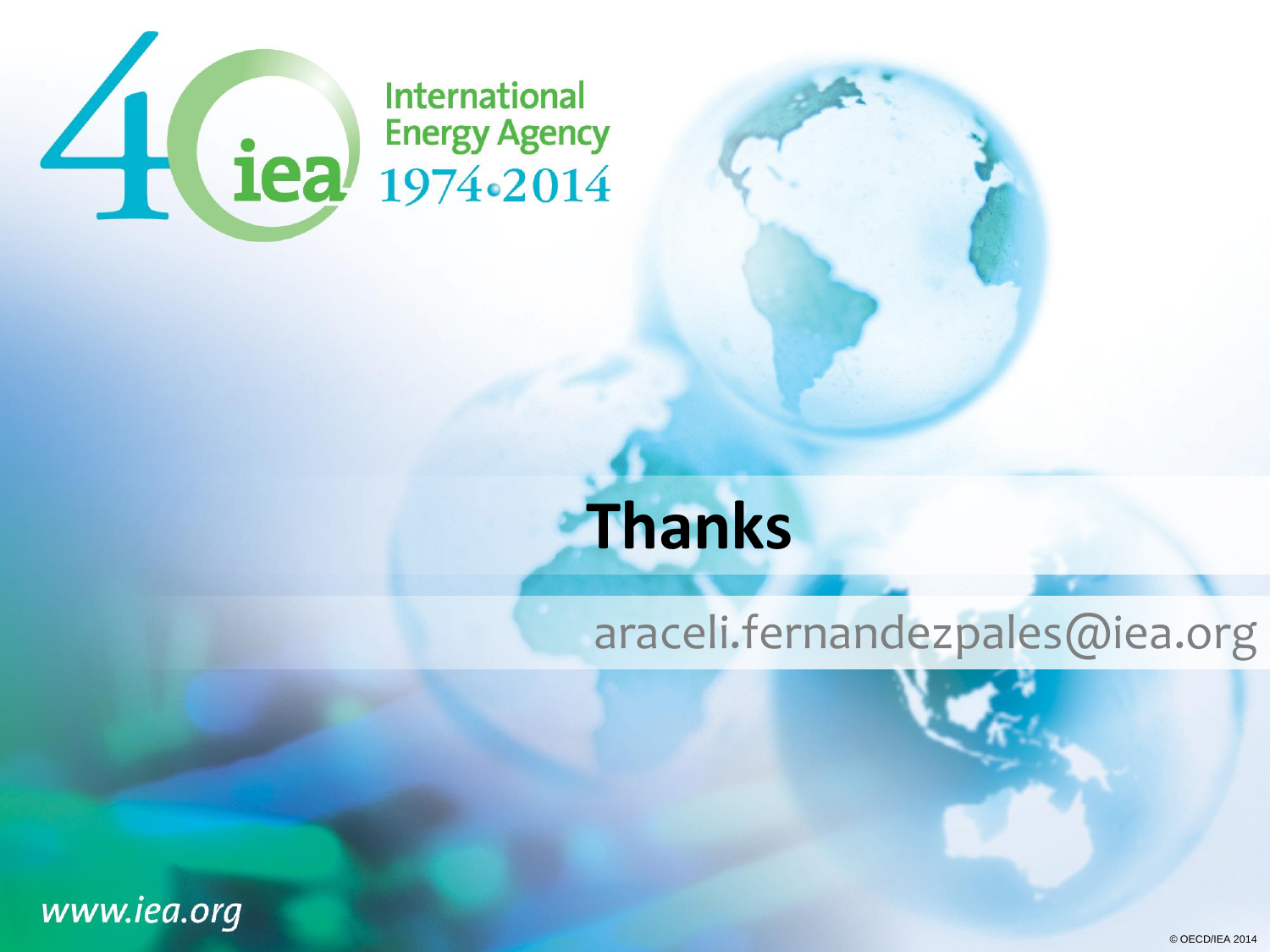# Thanks

araceli.fernandezpales@iea.org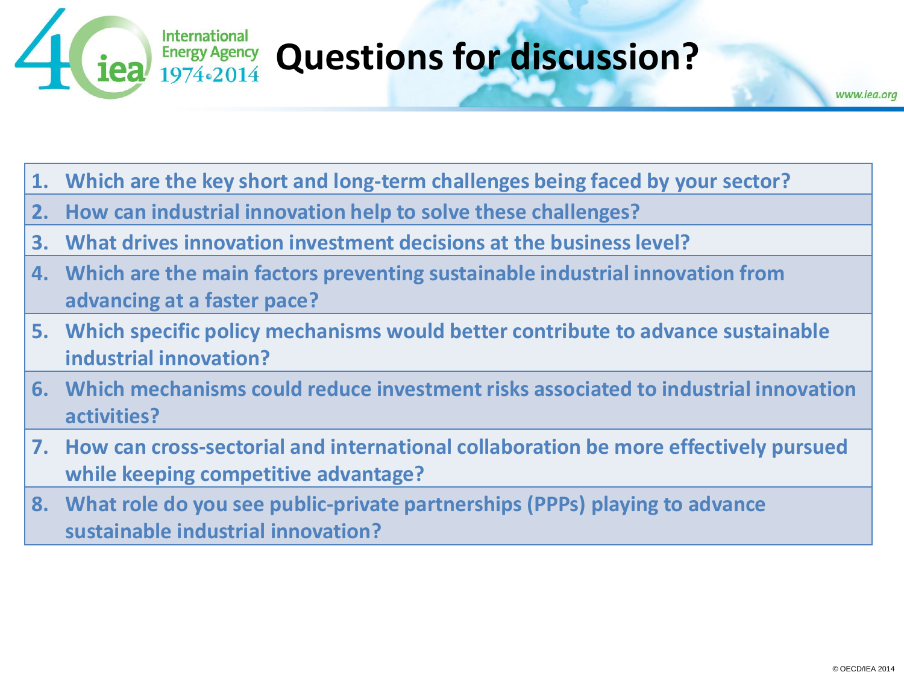# Questions for discussion?

1. Which are the key short and long-term challenges being faced by your sector?
2. How can industrial innovation help to solve these challenges?
3. What drives innovation investment decisions at the business level?
4. Which are the main factors preventing sustainable industrial innovation from advancing at a faster pace?
5. Which specific policy mechanisms would better contribute to advance sustainable industrial innovation?
6. Which mechanisms could reduce investment risks associated to industrial innovation activities?
7. How can cross-sectorial and international collaboration be more effectively pursued while keeping competitive advantage?
8. What role do you see public-private partnerships (PPPs) playing to advance sustainable industrial innovation?